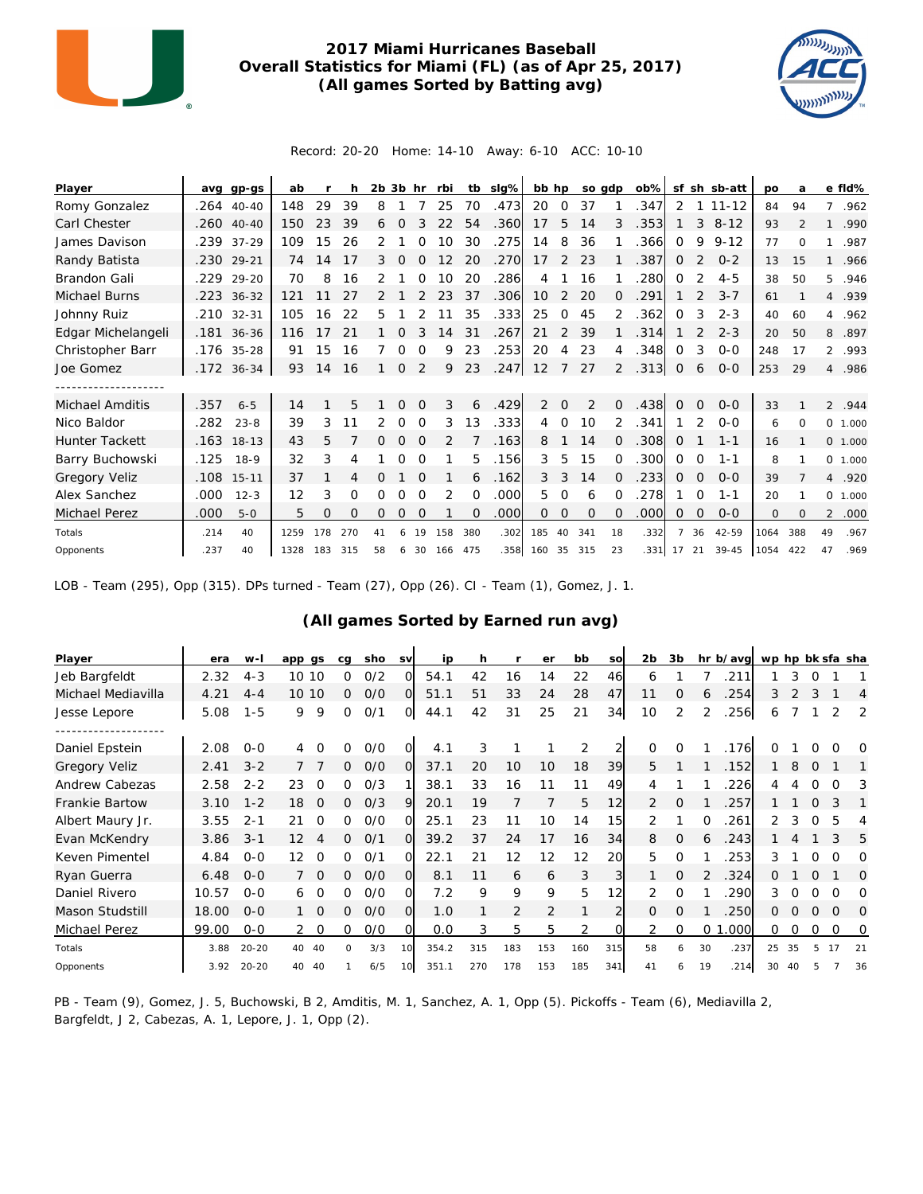# 2017 Miami Hurricanes Baseball
## Overall Statistics for Miami (FL) (as of Apr 25, 2017)
### (All games Sorted by Batting avg)

Record: 20-20 Home: 14-10 Away: 6-10 ACC: 10-10

| Player | avg | gp-gs | ab | r | h | 2b | 3b | hr | rbi | tb | slg% | bb | hp | so | gdp | ob% | sf | sh | sb-att | po | a | e | fld% |
|---|---|---|---|---|---|---|---|---|---|---|---|---|---|---|---|---|---|---|---|---|---|---|---|
| Romy Gonzalez | .264 | 40-40 | 148 | 29 | 39 | 8 | 1 | 7 | 25 | 70 | .473 | 20 | 0 | 37 | 1 | .347 | 2 | 1 | 11-12 | 84 | 94 | 7 | .962 |
| Carl Chester | .260 | 40-40 | 150 | 23 | 39 | 6 | 0 | 3 | 22 | 54 | .360 | 17 | 5 | 14 | 3 | .353 | 1 | 3 | 8-12 | 93 | 2 | 1 | .990 |
| James Davison | .239 | 37-29 | 109 | 15 | 26 | 2 | 1 | 0 | 10 | 30 | .275 | 14 | 8 | 36 | 1 | .366 | 0 | 9 | 9-12 | 77 | 0 | 1 | .987 |
| Randy Batista | .230 | 29-21 | 74 | 14 | 17 | 3 | 0 | 0 | 12 | 20 | .270 | 17 | 2 | 23 | 1 | .387 | 0 | 2 | 0-2 | 13 | 15 | 1 | .966 |
| Brandon Gali | .229 | 29-20 | 70 | 8 | 16 | 2 | 1 | 0 | 10 | 20 | .286 | 4 | 1 | 16 | 1 | .280 | 0 | 2 | 4-5 | 38 | 50 | 5 | .946 |
| Michael Burns | .223 | 36-32 | 121 | 11 | 27 | 2 | 1 | 2 | 23 | 37 | .306 | 10 | 2 | 20 | 0 | .291 | 1 | 2 | 3-7 | 61 | 1 | 4 | .939 |
| Johnny Ruiz | .210 | 32-31 | 105 | 16 | 22 | 5 | 1 | 2 | 11 | 35 | .333 | 25 | 0 | 45 | 2 | .362 | 0 | 3 | 2-3 | 40 | 60 | 4 | .962 |
| Edgar Michelangeli | .181 | 36-36 | 116 | 17 | 21 | 1 | 0 | 3 | 14 | 31 | .267 | 21 | 2 | 39 | 1 | .314 | 1 | 2 | 2-3 | 20 | 50 | 8 | .897 |
| Christopher Barr | .176 | 35-28 | 91 | 15 | 16 | 7 | 0 | 0 | 9 | 23 | .253 | 20 | 4 | 23 | 4 | .348 | 0 | 3 | 0-0 | 248 | 17 | 2 | .993 |
| Joe Gomez | .172 | 36-34 | 93 | 14 | 16 | 1 | 0 | 2 | 9 | 23 | .247 | 12 | 7 | 27 | 2 | .313 | 0 | 6 | 0-0 | 253 | 29 | 4 | .986 |
| -------------------- | | | | | | | | | | | | | | | | | | | | | | | |
| Michael Amditis | .357 | 6-5 | 14 | 1 | 5 | 1 | 0 | 0 | 3 | 6 | .429 | 2 | 0 | 2 | 0 | .438 | 0 | 0 | 0-0 | 33 | 1 | 2 | .944 |
| Nico Baldor | .282 | 23-8 | 39 | 3 | 11 | 2 | 0 | 0 | 3 | 13 | .333 | 4 | 0 | 10 | 2 | .341 | 1 | 2 | 0-0 | 6 | 0 | 0 | 1.000 |
| Hunter Tackett | .163 | 18-13 | 43 | 5 | 7 | 0 | 0 | 0 | 2 | 7 | .163 | 8 | 1 | 14 | 0 | .308 | 0 | 1 | 1-1 | 16 | 1 | 0 | 1.000 |
| Barry Buchowski | .125 | 18-9 | 32 | 3 | 4 | 1 | 0 | 0 | 1 | 5 | .156 | 3 | 5 | 15 | 0 | .300 | 0 | 0 | 1-1 | 8 | 1 | 0 | 1.000 |
| Gregory Veliz | .108 | 15-11 | 37 | 1 | 4 | 0 | 1 | 0 | 1 | 6 | .162 | 3 | 3 | 14 | 0 | .233 | 0 | 0 | 0-0 | 39 | 7 | 4 | .920 |
| Alex Sanchez | .000 | 12-3 | 12 | 3 | 0 | 0 | 0 | 0 | 2 | 0 | .000 | 5 | 0 | 6 | 0 | .278 | 1 | 0 | 1-1 | 20 | 1 | 0 | 1.000 |
| Michael Perez | .000 | 5-0 | 5 | 0 | 0 | 0 | 0 | 0 | 1 | 0 | .000 | 0 | 0 | 0 | 0 | .000 | 0 | 0 | 0-0 | 0 | 0 | 2 | .000 |
| Totals | .214 | 40 | 1259 | 178 | 270 | 41 | 6 | 19 | 158 | 380 | .302 | 185 | 40 | 341 | 18 | .332 | 7 | 36 | 42-59 | 1064 | 388 | 49 | .967 |
| Opponents | .237 | 40 | 1328 | 183 | 315 | 58 | 6 | 30 | 166 | 475 | .358 | 160 | 35 | 315 | 23 | .331 | 17 | 21 | 39-45 | 1054 | 422 | 47 | .969 |

LOB - Team (295), Opp (315). DPs turned - Team (27), Opp (26). CI - Team (1), Gomez, J. 1.

### (All games Sorted by Earned run avg)

| Player | era | w-l | app | gs | cg | sho | sv | ip | h | r | er | bb | so | 2b | 3b | hr | b/avg | wp | hp | bk | sfa | sha |
|---|---|---|---|---|---|---|---|---|---|---|---|---|---|---|---|---|---|---|---|---|---|---|
| Jeb Bargfeldt | 2.32 | 4-3 | 10 | 10 | 0 | 0/2 | 0 | 54.1 | 42 | 16 | 14 | 22 | 46 | 6 | 1 | 7 | .211 | 1 | 3 | 0 | 1 | 1 |
| Michael Mediavilla | 4.21 | 4-4 | 10 | 10 | 0 | 0/0 | 0 | 51.1 | 51 | 33 | 24 | 28 | 47 | 11 | 0 | 6 | .254 | 3 | 2 | 3 | 1 | 4 |
| Jesse Lepore | 5.08 | 1-5 | 9 | 9 | 0 | 0/1 | 0 | 44.1 | 42 | 31 | 25 | 21 | 34 | 10 | 2 | 2 | .256 | 6 | 7 | 1 | 2 | 2 |
| -------------------- | | | | | | | | | | | | | | | | | | | | | | |
| Daniel Epstein | 2.08 | 0-0 | 4 | 0 | 0 | 0/0 | 0 | 4.1 | 3 | 1 | 1 | 2 | 2 | 0 | 0 | 1 | .176 | 0 | 1 | 0 | 0 | 0 |
| Gregory Veliz | 2.41 | 3-2 | 7 | 7 | 0 | 0/0 | 0 | 37.1 | 20 | 10 | 10 | 18 | 39 | 5 | 1 | 1 | .152 | 1 | 8 | 0 | 1 | 1 |
| Andrew Cabezas | 2.58 | 2-2 | 23 | 0 | 0 | 0/3 | 1 | 38.1 | 33 | 16 | 11 | 11 | 49 | 4 | 1 | 1 | .226 | 4 | 4 | 0 | 0 | 3 |
| Frankie Bartow | 3.10 | 1-2 | 18 | 0 | 0 | 0/3 | 9 | 20.1 | 19 | 7 | 7 | 5 | 12 | 2 | 0 | 1 | .257 | 1 | 1 | 0 | 3 | 1 |
| Albert Maury Jr. | 3.55 | 2-1 | 21 | 0 | 0 | 0/0 | 0 | 25.1 | 23 | 11 | 10 | 14 | 15 | 2 | 1 | 0 | .261 | 2 | 3 | 0 | 5 | 4 |
| Evan McKendry | 3.86 | 3-1 | 12 | 4 | 0 | 0/1 | 0 | 39.2 | 37 | 24 | 17 | 16 | 34 | 8 | 0 | 6 | .243 | 1 | 4 | 1 | 3 | 5 |
| Keven Pimentel | 4.84 | 0-0 | 12 | 0 | 0 | 0/1 | 0 | 22.1 | 21 | 12 | 12 | 12 | 20 | 5 | 0 | 1 | .253 | 3 | 1 | 0 | 0 | 0 |
| Ryan Guerra | 6.48 | 0-0 | 7 | 0 | 0 | 0/0 | 0 | 8.1 | 11 | 6 | 6 | 3 | 3 | 1 | 0 | 2 | .324 | 0 | 1 | 0 | 1 | 0 |
| Daniel Rivero | 10.57 | 0-0 | 6 | 0 | 0 | 0/0 | 0 | 7.2 | 9 | 9 | 9 | 5 | 12 | 2 | 0 | 1 | .290 | 3 | 0 | 0 | 0 | 0 |
| Mason Studstill | 18.00 | 0-0 | 1 | 0 | 0 | 0/0 | 0 | 1.0 | 1 | 2 | 2 | 1 | 2 | 0 | 0 | 1 | .250 | 0 | 0 | 0 | 0 | 0 |
| Michael Perez | 99.00 | 0-0 | 2 | 0 | 0 | 0/0 | 0 | 0.0 | 3 | 5 | 5 | 2 | 0 | 2 | 0 | 0 | 1.000 | 0 | 0 | 0 | 0 | 0 |
| Totals | 3.88 | 20-20 | 40 | 40 | 0 | 3/3 | 10 | 354.2 | 315 | 183 | 153 | 160 | 315 | 58 | 6 | 30 | .237 | 25 | 35 | 5 | 17 | 21 |
| Opponents | 3.92 | 20-20 | 40 | 40 | 1 | 6/5 | 10 | 351.1 | 270 | 178 | 153 | 185 | 341 | 41 | 6 | 19 | .214 | 30 | 40 | 5 | 7 | 36 |

PB - Team (9), Gomez, J. 5, Buchowski, B 2, Amditis, M. 1, Sanchez, A. 1, Opp (5). Pickoffs - Team (6), Mediavilla 2, Bargfeldt, J 2, Cabezas, A. 1, Lepore, J. 1, Opp (2).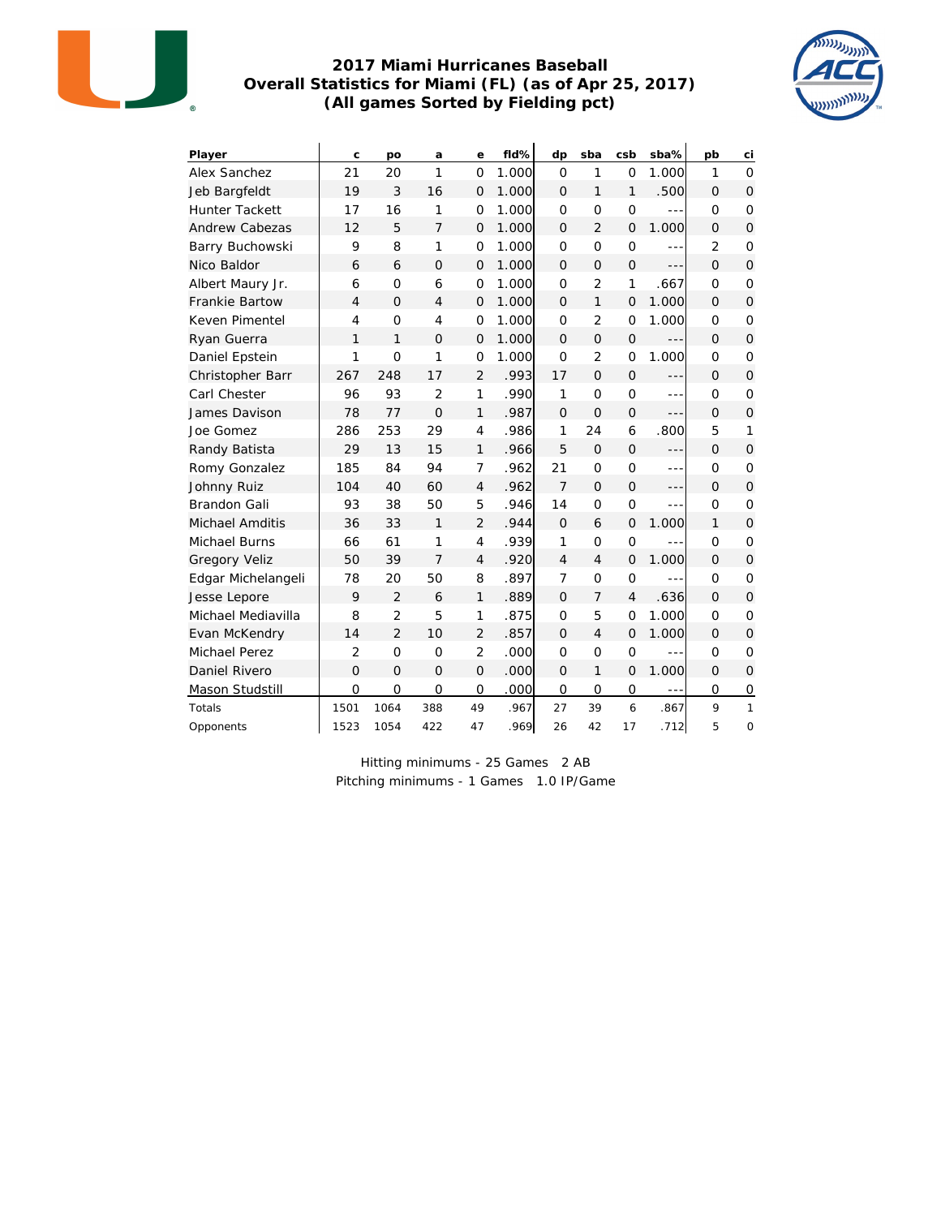# 2017 Miami Hurricanes Baseball
## Overall Statistics for Miami (FL) (as of Apr 25, 2017)
## (All games Sorted by Fielding pct)

| Player | c | po | a | e | fld% | dp | sba | csb | sba% | pb | ci |
|---|---|---|---|---|---|---|---|---|---|---|---|
| Alex Sanchez | 21 | 20 | 1 | 0 | 1.000 | 0 | 1 | 0 | 1.000 | 1 | 0 |
| Jeb Bargfeldt | 19 | 3 | 16 | 0 | 1.000 | 0 | 1 | 1 | .500 | 0 | 0 |
| Hunter Tackett | 17 | 16 | 1 | 0 | 1.000 | 0 | 0 | 0 | --- | 0 | 0 |
| Andrew Cabezas | 12 | 5 | 7 | 0 | 1.000 | 0 | 2 | 0 | 1.000 | 0 | 0 |
| Barry Buchowski | 9 | 8 | 1 | 0 | 1.000 | 0 | 0 | 0 | --- | 2 | 0 |
| Nico Baldor | 6 | 6 | 0 | 0 | 1.000 | 0 | 0 | 0 | --- | 0 | 0 |
| Albert Maury Jr. | 6 | 0 | 6 | 0 | 1.000 | 0 | 2 | 1 | .667 | 0 | 0 |
| Frankie Bartow | 4 | 0 | 4 | 0 | 1.000 | 0 | 1 | 0 | 1.000 | 0 | 0 |
| Keven Pimentel | 4 | 0 | 4 | 0 | 1.000 | 0 | 2 | 0 | 1.000 | 0 | 0 |
| Ryan Guerra | 1 | 1 | 0 | 0 | 1.000 | 0 | 0 | 0 | --- | 0 | 0 |
| Daniel Epstein | 1 | 0 | 1 | 0 | 1.000 | 0 | 2 | 0 | 1.000 | 0 | 0 |
| Christopher Barr | 267 | 248 | 17 | 2 | .993 | 17 | 0 | 0 | --- | 0 | 0 |
| Carl Chester | 96 | 93 | 2 | 1 | .990 | 1 | 0 | 0 | --- | 0 | 0 |
| James Davison | 78 | 77 | 0 | 1 | .987 | 0 | 0 | 0 | --- | 0 | 0 |
| Joe Gomez | 286 | 253 | 29 | 4 | .986 | 1 | 24 | 6 | .800 | 5 | 1 |
| Randy Batista | 29 | 13 | 15 | 1 | .966 | 5 | 0 | 0 | --- | 0 | 0 |
| Romy Gonzalez | 185 | 84 | 94 | 7 | .962 | 21 | 0 | 0 | --- | 0 | 0 |
| Johnny Ruiz | 104 | 40 | 60 | 4 | .962 | 7 | 0 | 0 | --- | 0 | 0 |
| Brandon Gali | 93 | 38 | 50 | 5 | .946 | 14 | 0 | 0 | --- | 0 | 0 |
| Michael Amditis | 36 | 33 | 1 | 2 | .944 | 0 | 6 | 0 | 1.000 | 1 | 0 |
| Michael Burns | 66 | 61 | 1 | 4 | .939 | 1 | 0 | 0 | --- | 0 | 0 |
| Gregory Veliz | 50 | 39 | 7 | 4 | .920 | 4 | 4 | 0 | 1.000 | 0 | 0 |
| Edgar Michelangeli | 78 | 20 | 50 | 8 | .897 | 7 | 0 | 0 | --- | 0 | 0 |
| Jesse Lepore | 9 | 2 | 6 | 1 | .889 | 0 | 7 | 4 | .636 | 0 | 0 |
| Michael Mediavilla | 8 | 2 | 5 | 1 | .875 | 0 | 5 | 0 | 1.000 | 0 | 0 |
| Evan McKendry | 14 | 2 | 10 | 2 | .857 | 0 | 4 | 0 | 1.000 | 0 | 0 |
| Michael Perez | 2 | 0 | 0 | 2 | .000 | 0 | 0 | 0 | --- | 0 | 0 |
| Daniel Rivero | 0 | 0 | 0 | 0 | .000 | 0 | 1 | 0 | 1.000 | 0 | 0 |
| Mason Studstill | 0 | 0 | 0 | 0 | .000 | 0 | 0 | 0 | --- | 0 | 0 |
| Totals | 1501 | 1064 | 388 | 49 | .967 | 27 | 39 | 6 | .867 | 9 | 1 |
| Opponents | 1523 | 1054 | 422 | 47 | .969 | 26 | 42 | 17 | .712 | 5 | 0 |

Hitting minimums - 25 Games 2 AB

Pitching minimums - 1 Games 1.0 IP/Game